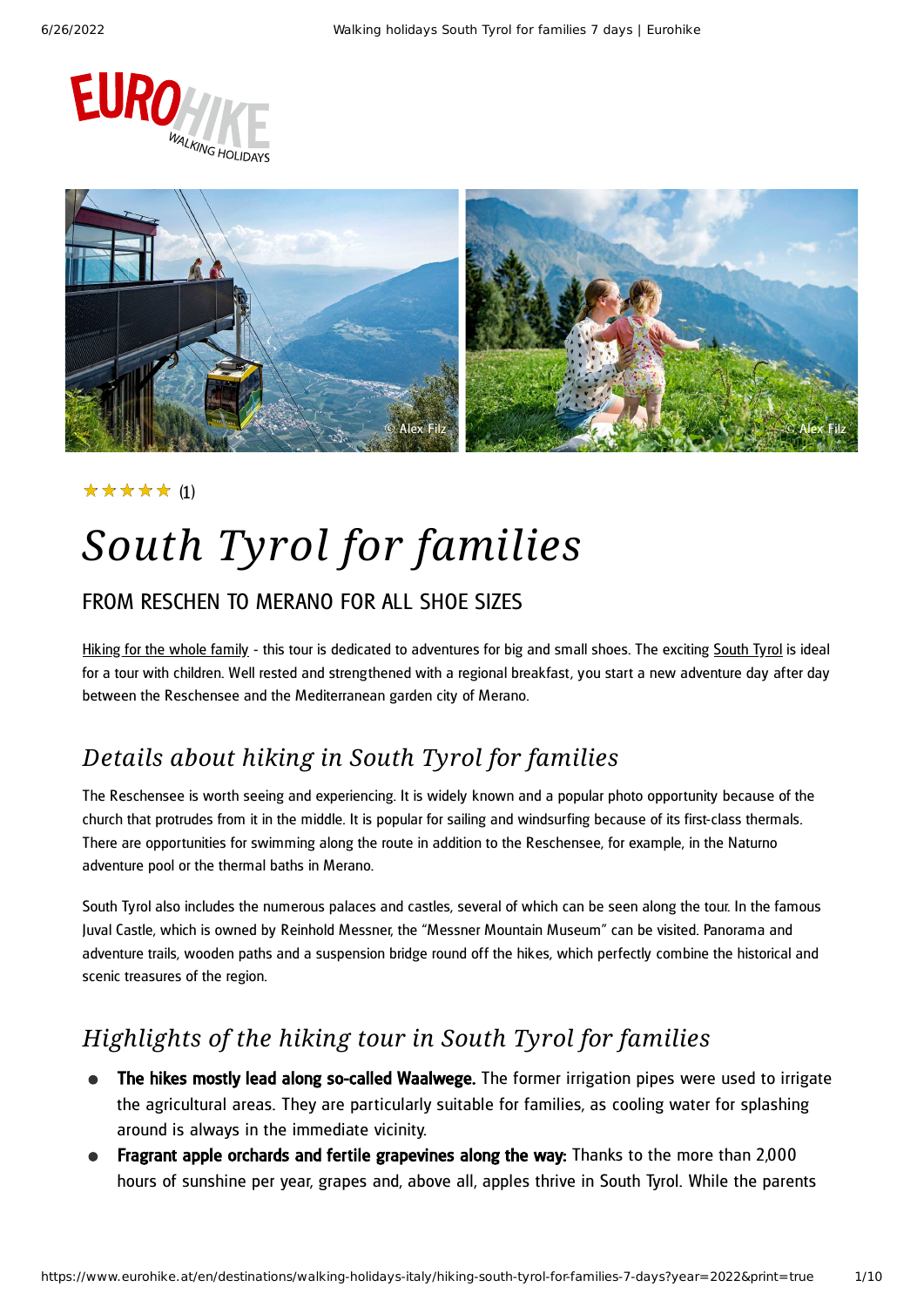★★★★★ (1)

# South Tyrol for families

## FROM RESCHEN TO MERANO FOR ALL SHOE SIZES

Hiking for the whole family - this tour is dedicated to adventures for big and small shoes. The exciting South Tyrol is ideal for a tour with children. Well rested and strengthened with a regional breakfast, you start a new adventure day after day between the Reschensee and the Mediterranean garden city of Merano.

## Details about hiking in South Tyrol for families

The Reschensee is worth seeing and experiencing. It is widely known and a popular photo opportunity because of the church that protrudes from it in the middle. It is popular for sailing and windsurfing because of its first-class thermals. There are opportunities for swimming along the route in addition to the Reschensee, for example, in the Naturno adventure pool or the thermal baths in Merano.

South Tyrol also includes the numerous palaces and castles, several of which can be seen along the tour. In the famous Juval Castle, which is owned by Reinhold Messner, the "Messner Mountain Museum" can be visited. Panorama and adventure trails, wooden paths and a suspension bridge round off the hikes, which perfectly combine the historical and scenic treasures of the region.

## Highlights of the hiking tour in South Tyrol for families

- **The hikes mostly lead along so-called Waalwege.** The former irrigation pipes were used to irrigate the agricultural areas. They are particularly suitable for families, as cooling water for splashing around is always in the immediate vicinity.
- **Fragrant apple orchards and fertile grapevines along the way:** Thanks to the more than 2,000 hours of sunshine per year, grapes and, above all, apples thrive in South Tyrol. While the parents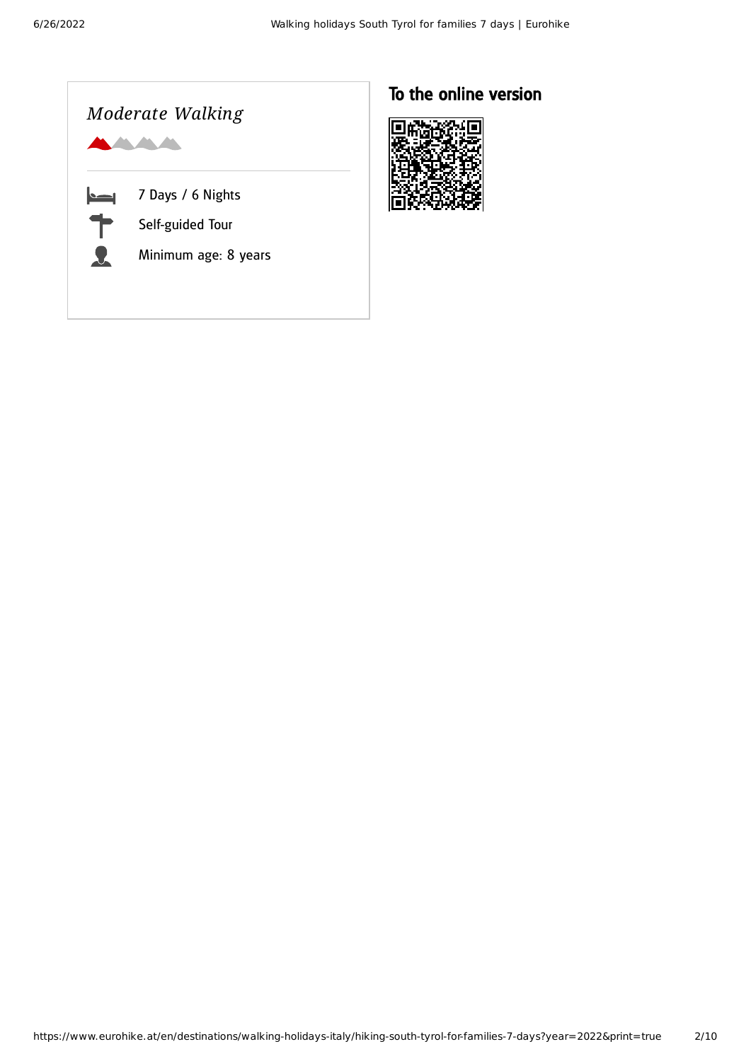*Moderate Walking*

7 Days / 6 Nights

Self-guided Tour

Minimum age: 8 years

## To the online version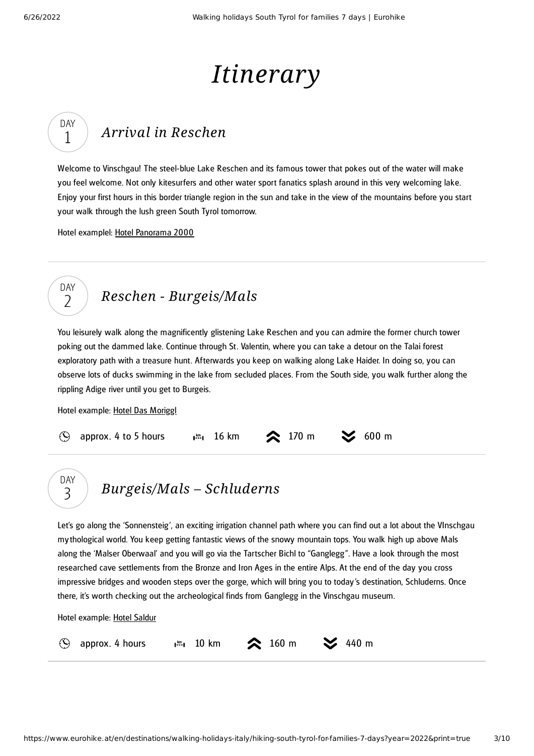# Itinerary

## DAY 1 — *Arrival in Reschen*

Welcome to Vinschgau! The steel-blue Lake Reschen and its famous tower that pokes out of the water will make you feel welcome. Not only kitesurfers and other water sport fanatics splash around in this very welcoming lake. Enjoy your first hours in this border triangle region in the sun and take in the view of the mountains before you start your walk through the lush green South Tyrol tomorrow.

Hotel examplel: Hotel Panorama 2000

## DAY 2 — *Reschen - Burgeis/Mals*

You leisurely walk along the magnificently glistening Lake Reschen and you can admire the former church tower poking out the dammed lake. Continue through St. Valentin, where you can take a detour on the Talai forest exploratory path with a treasure hunt. Afterwards you keep on walking along Lake Haider. In doing so, you can observe lots of ducks swimming in the lake from secluded places. From the South side, you walk further along the rippling Adige river until you get to Burgeis.

Hotel example: Hotel Das Moriggl

approx. 4 to 5 hours | 16 km | 170 m | 600 m

## DAY 3 — *Burgeis/Mals – Schluderns*

Let's go along the 'Sonnensteig', an exciting irrigation channel path where you can find out a lot about the VInschgau mythological world. You keep getting fantastic views of the snowy mountain tops. You walk high up above Mals along the 'Malser Oberwaal' and you will go via the Tartscher Bichl to "Ganglegg". Have a look through the most researched cave settlements from the Bronze and Iron Ages in the entire Alps. At the end of the day you cross impressive bridges and wooden steps over the gorge, which will bring you to today's destination, Schluderns. Once there, it's worth checking out the archeological finds from Ganglegg in the Vinschgau museum.

Hotel example: Hotel Saldur

approx. 4 hours | 10 km | 160 m | 440 m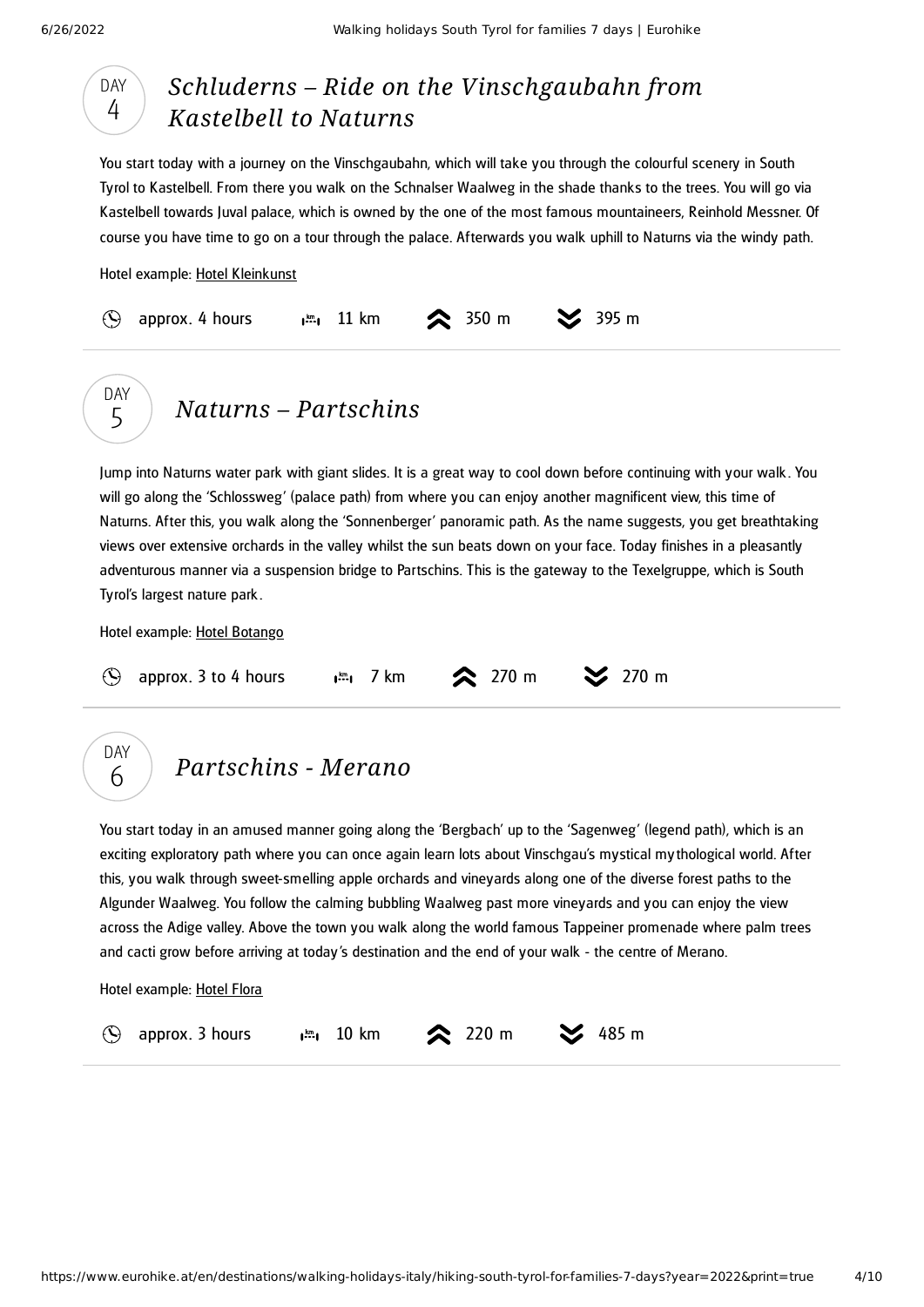## DAY 4 *Schluderns – Ride on the Vinschgaubahn from Kastelbell to Naturns*

You start today with a journey on the Vinschgaubahn, which will take you through the colourful scenery in South Tyrol to Kastelbell. From there you walk on the Schnalser Waalweg in the shade thanks to the trees. You will go via Kastelbell towards Juval palace, which is owned by the one of the most famous mountaineers, Reinhold Messner. Of course you have time to go on a tour through the palace. Afterwards you walk uphill to Naturns via the windy path.

Hotel example: Hotel Kleinkunst

approx. 4 hours | 11 km | 350 m | 395 m

## DAY 5 *Naturns – Partschins*

Jump into Naturns water park with giant slides. It is a great way to cool down before continuing with your walk. You will go along the 'Schlossweg' (palace path) from where you can enjoy another magnificent view, this time of Naturns. After this, you walk along the 'Sonnenberger' panoramic path. As the name suggests, you get breathtaking views over extensive orchards in the valley whilst the sun beats down on your face. Today finishes in a pleasantly adventurous manner via a suspension bridge to Partschins. This is the gateway to the Texelgruppe, which is South Tyrol's largest nature park.

Hotel example: Hotel Botango

approx. 3 to 4 hours | 7 km | 270 m | 270 m

## DAY 6 *Partschins - Merano*

You start today in an amused manner going along the 'Bergbach' up to the 'Sagenweg' (legend path), which is an exciting exploratory path where you can once again learn lots about Vinschgau's mystical mythological world. After this, you walk through sweet-smelling apple orchards and vineyards along one of the diverse forest paths to the Algunder Waalweg. You follow the calming bubbling Waalweg past more vineyards and you can enjoy the view across the Adige valley. Above the town you walk along the world famous Tappeiner promenade where palm trees and cacti grow before arriving at today's destination and the end of your walk - the centre of Merano.

Hotel example: Hotel Flora

approx. 3 hours | 10 km | 220 m | 485 m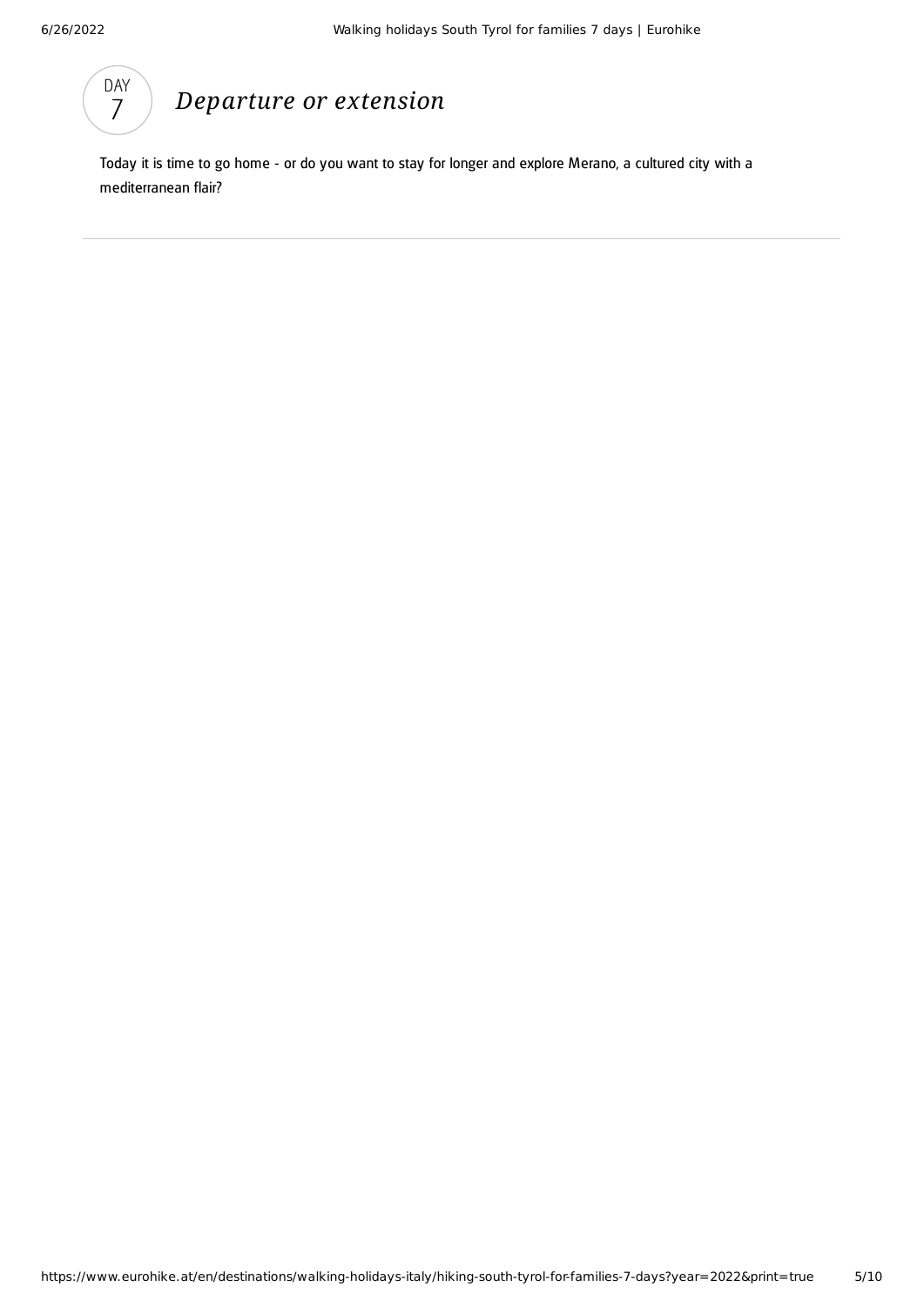## DAY 7 — *Departure or extension*

Today it is time to go home - or do you want to stay for longer and explore Merano, a cultured city with a mediterranean flair?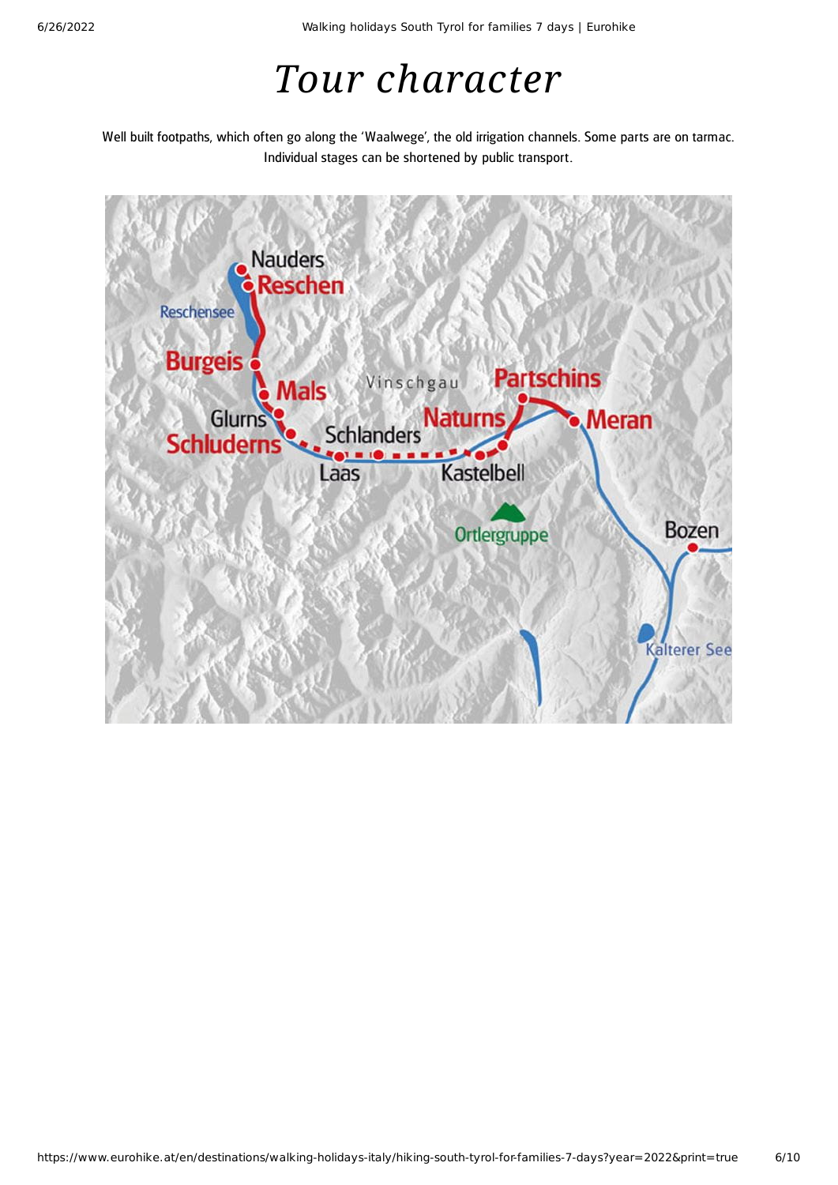# *Tour character*

Well built footpaths, which often go along the 'Waalwege', the old irrigation channels. Some parts are on tarmac. Individual stages can be shortened by public transport.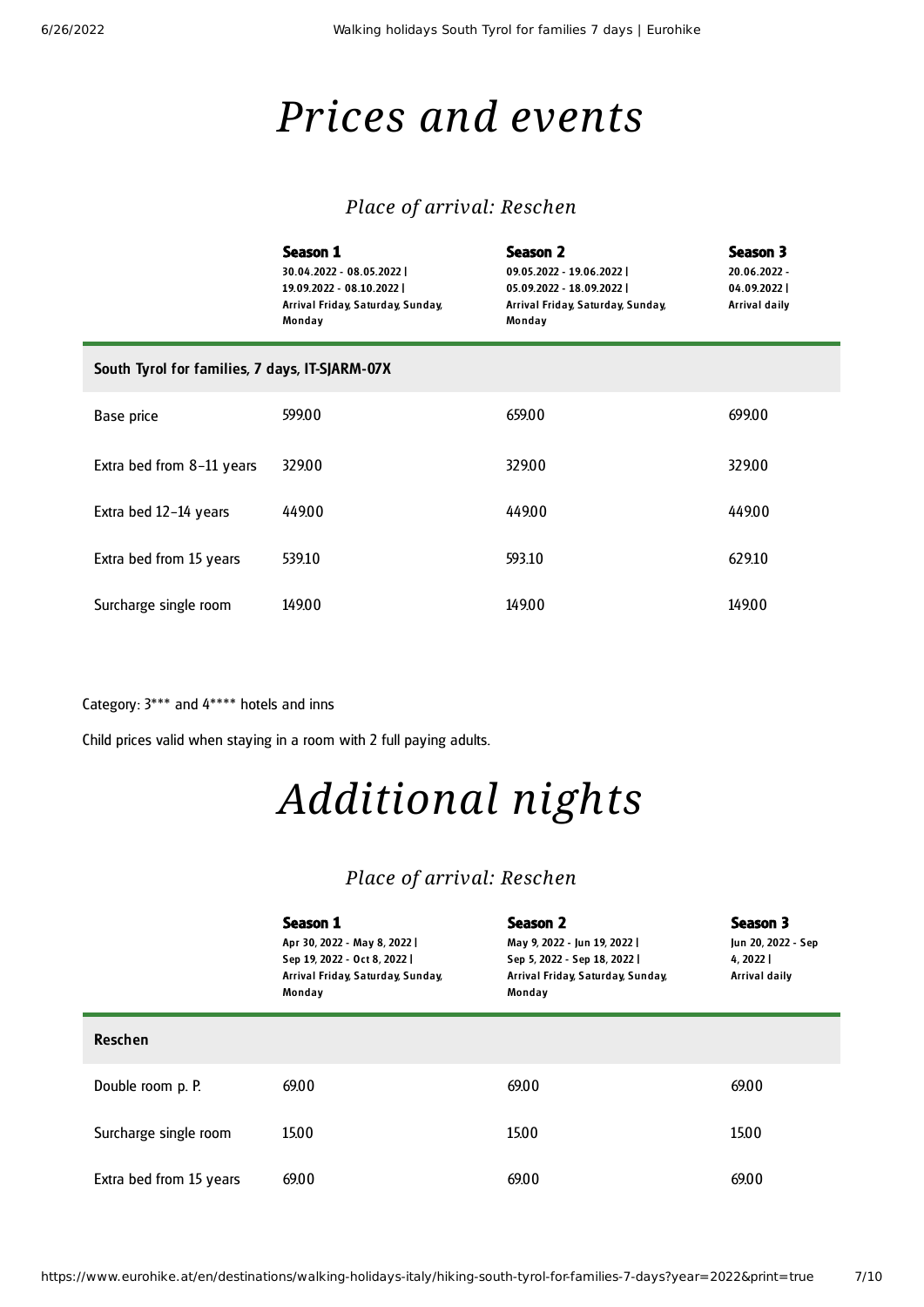# *Prices and events*

### *Place of arrival: Reschen*

| | **Season 1**<br>30.04.2022 - 08.05.2022 \|<br>19.09.2022 - 08.10.2022 \|<br>Arrival Friday, Saturday, Sunday, Monday | **Season 2**<br>09.05.2022 - 19.06.2022 \|<br>05.09.2022 - 18.09.2022 \|<br>Arrival Friday, Saturday, Sunday, Monday | **Season 3**<br>20.06.2022 - 04.09.2022 \|<br>Arrival daily |
|---|---|---|---|
| **South Tyrol for families, 7 days, IT-SJARM-07X** | | | |
| Base price | 599.00 | 659.00 | 699.00 |
| Extra bed from 8-11 years | 329.00 | 329.00 | 329.00 |
| Extra bed 12-14 years | 449.00 | 449.00 | 449.00 |
| Extra bed from 15 years | 539.10 | 593.10 | 629.10 |
| Surcharge single room | 149.00 | 149.00 | 149.00 |

Category: 3*** and 4**** hotels and inns

Child prices valid when staying in a room with 2 full paying adults.

# *Additional nights*

### *Place of arrival: Reschen*

| | **Season 1**<br>Apr 30, 2022 - May 8, 2022 \|<br>Sep 19, 2022 - Oct 8, 2022 \|<br>Arrival Friday, Saturday, Sunday, Monday | **Season 2**<br>May 9, 2022 - Jun 19, 2022 \|<br>Sep 5, 2022 - Sep 18, 2022 \|<br>Arrival Friday, Saturday, Sunday, Monday | **Season 3**<br>Jun 20, 2022 - Sep 4, 2022 \|<br>Arrival daily |
|---|---|---|---|
| **Reschen** | | | |
| Double room p. P. | 69.00 | 69.00 | 69.00 |
| Surcharge single room | 15.00 | 15.00 | 15.00 |
| Extra bed from 15 years | 69.00 | 69.00 | 69.00 |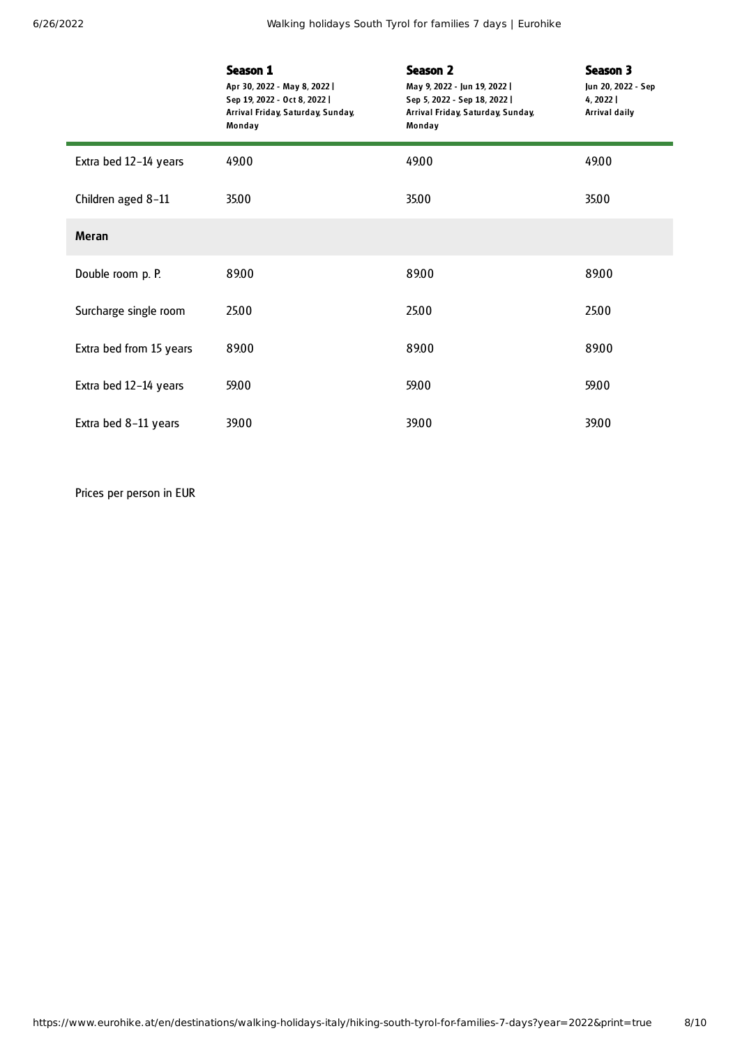| | **Season 1**<br>Apr 30, 2022 - May 8, 2022 \|<br>Sep 19, 2022 - Oct 8, 2022 \|<br>Arrival Friday, Saturday, Sunday, Monday | **Season 2**<br>May 9, 2022 - Jun 19, 2022 \|<br>Sep 5, 2022 - Sep 18, 2022 \|<br>Arrival Friday, Saturday, Sunday, Monday | **Season 3**<br>Jun 20, 2022 - Sep 4, 2022 \|<br>Arrival daily |
|---|---|---|---|
| Extra bed 12-14 years | 49.00 | 49.00 | 49.00 |
| Children aged 8-11 | 35.00 | 35.00 | 35.00 |
| **Meran** | | | |
| Double room p. P. | 89.00 | 89.00 | 89.00 |
| Surcharge single room | 25.00 | 25.00 | 25.00 |
| Extra bed from 15 years | 89.00 | 89.00 | 89.00 |
| Extra bed 12-14 years | 59.00 | 59.00 | 59.00 |
| Extra bed 8-11 years | 39.00 | 39.00 | 39.00 |

Prices per person in EUR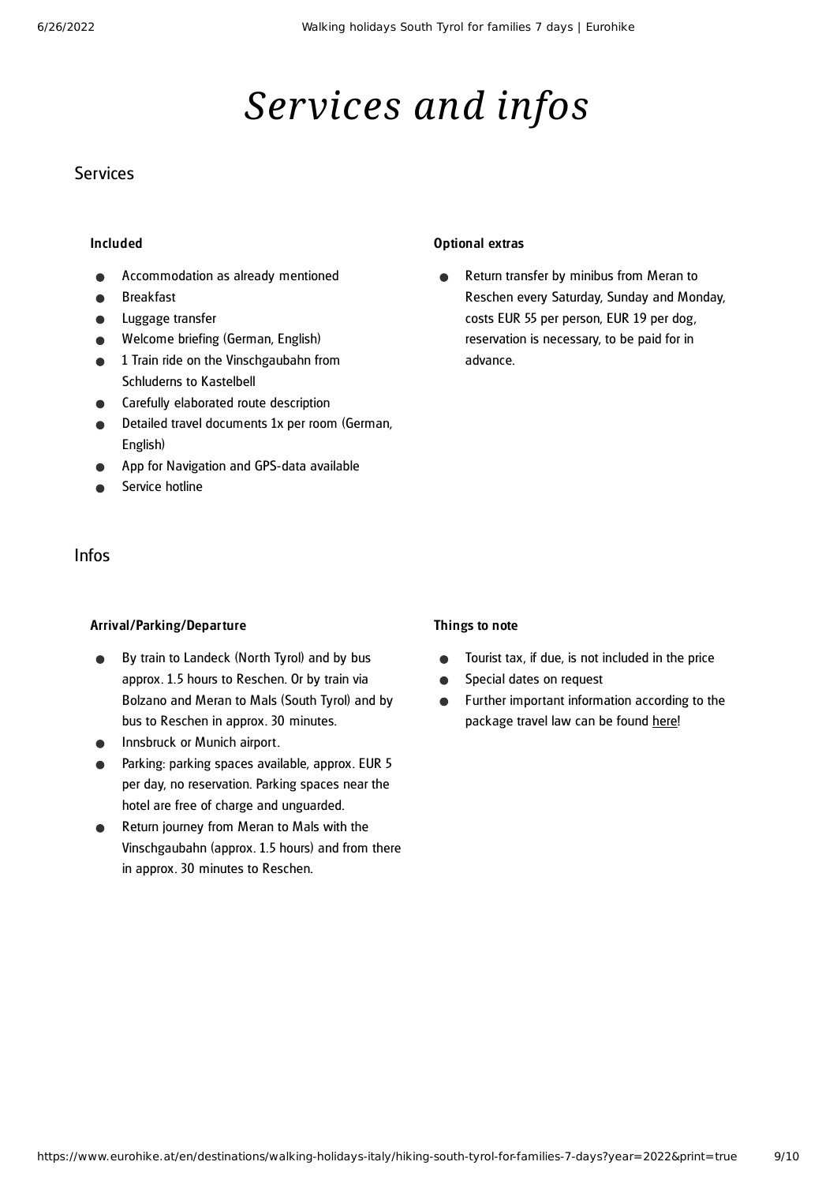# Services and infos

## Services

### Included

- Accommodation as already mentioned
- Breakfast
- Luggage transfer
- Welcome briefing (German, English)
- 1 Train ride on the Vinschgaubahn from Schluderns to Kastelbell
- Carefully elaborated route description
- Detailed travel documents 1x per room (German, English)
- App for Navigation and GPS-data available
- Service hotline

### Optional extras

- Return transfer by minibus from Meran to Reschen every Saturday, Sunday and Monday, costs EUR 55 per person, EUR 19 per dog, reservation is necessary, to be paid for in advance.

## Infos

### Arrival/Parking/Departure

- By train to Landeck (North Tyrol) and by bus approx. 1.5 hours to Reschen. Or by train via Bolzano and Meran to Mals (South Tyrol) and by bus to Reschen in approx. 30 minutes.
- Innsbruck or Munich airport.
- Parking: parking spaces available, approx. EUR 5 per day, no reservation. Parking spaces near the hotel are free of charge and unguarded.
- Return journey from Meran to Mals with the Vinschgaubahn (approx. 1.5 hours) and from there in approx. 30 minutes to Reschen.

### Things to note

- Tourist tax, if due, is not included in the price
- Special dates on request
- Further important information according to the package travel law can be found here!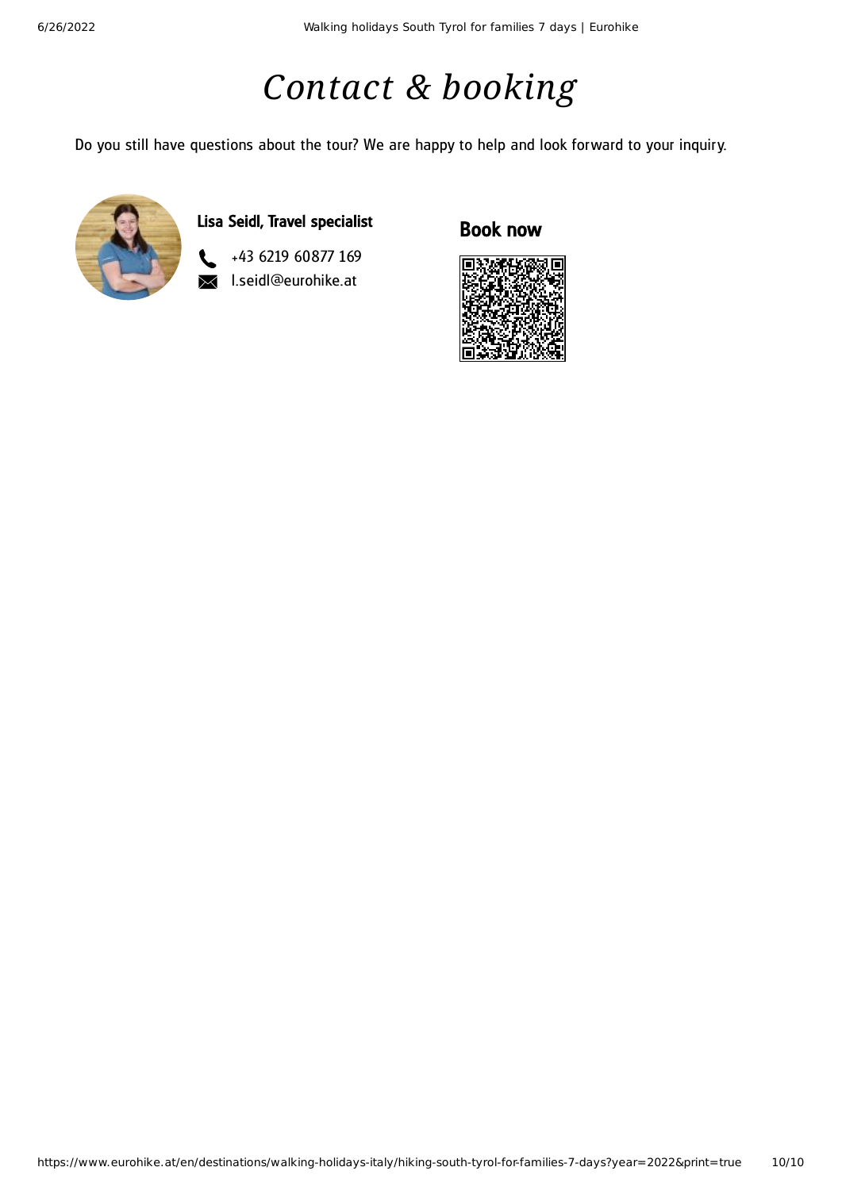# *Contact & booking*

Do you still have questions about the tour? We are happy to help and look forward to your inquiry.

**Lisa Seidl, Travel specialist**

+43 6219 60877 169

l.seidl@eurohike.at

**Book now**